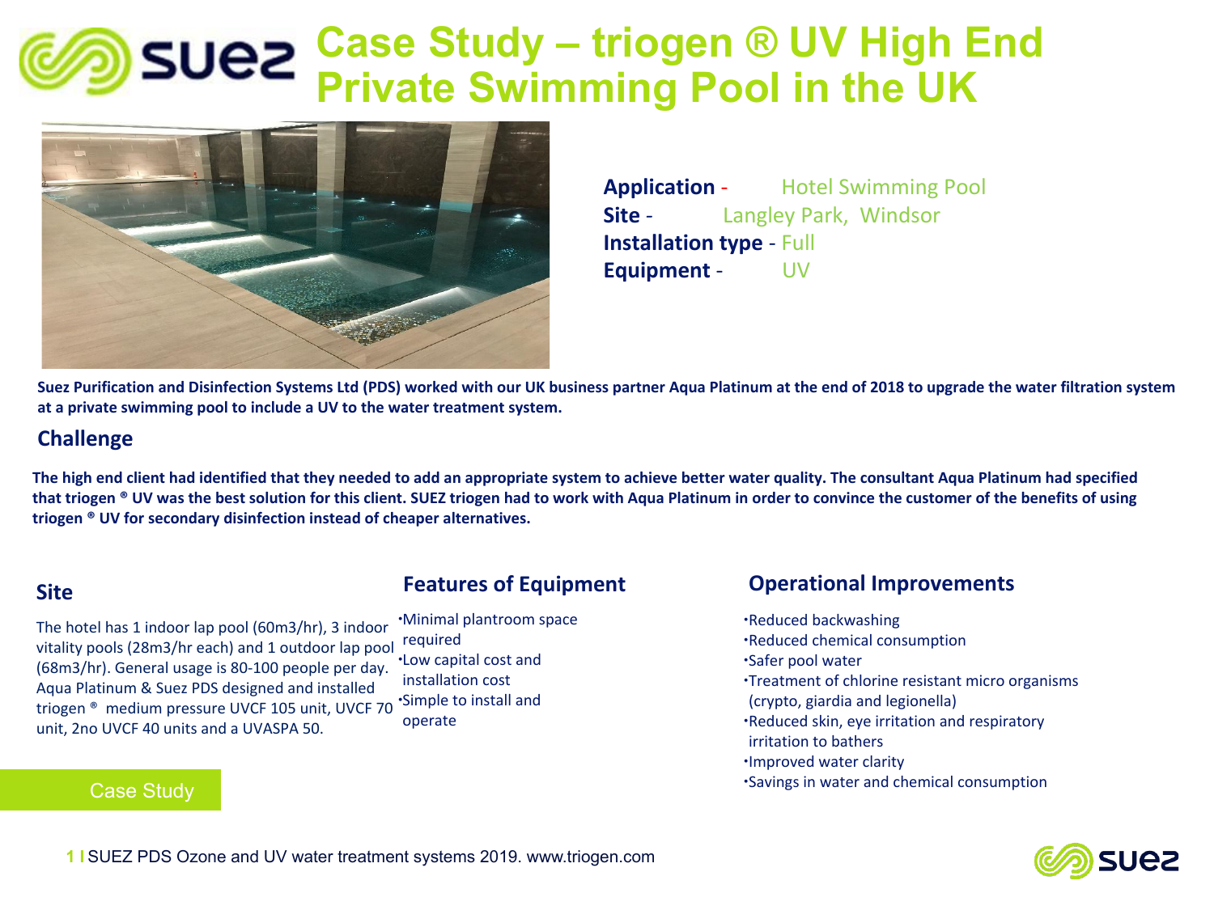# Case Study – triogen ® UV High End Private Swimming Pool in the UK

**Application** - Hotel Swimming Pool
**Site** - Langley Park, Windsor
**Installation type** - Full
**Equipment** - UV

**Suez Purification and Disinfection Systems Ltd (PDS) worked with our UK business partner Aqua Platinum at the end of 2018 to upgrade the water filtration system at a private swimming pool to include a UV to the water treatment system.**

## Challenge

**The high end client had identified that they needed to add an appropriate system to achieve better water quality. The consultant Aqua Platinum had specified that triogen ® UV was the best solution for this client. SUEZ triogen had to work with Aqua Platinum in order to convince the customer of the benefits of using triogen ® UV for secondary disinfection instead of cheaper alternatives.**

## Site

The hotel has 1 indoor lap pool (60m3/hr), 3 indoor vitality pools (28m3/hr each) and 1 outdoor lap pool (68m3/hr). General usage is 80-100 people per day. Aqua Platinum & Suez PDS designed and installed triogen ® medium pressure UVCF 105 unit, UVCF 70 unit, 2no UVCF 40 units and a UVASPA 50.

## Features of Equipment

- Minimal plantroom space required
- Low capital cost and installation cost
- Simple to install and operate

## Operational Improvements

- Reduced backwashing
- Reduced chemical consumption
- Safer pool water
- Treatment of chlorine resistant micro organisms (crypto, giardia and legionella)
- Reduced skin, eye irritation and respiratory irritation to bathers
- Improved water clarity
- Savings in water and chemical consumption

Case Study

SUEZ PDS Ozone and UV water treatment systems 2019. www.triogen.com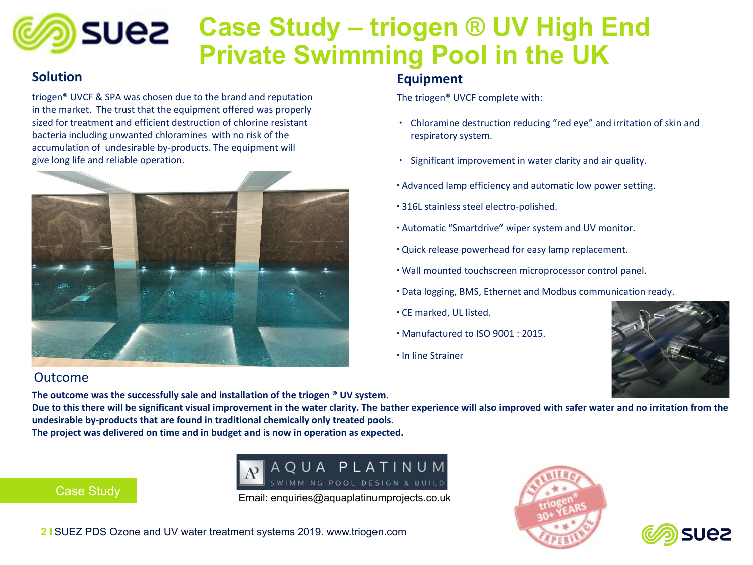# Case Study – triogen ® UV High End Private Swimming Pool in the UK

## Solution

triogen® UVCF & SPA was chosen due to the brand and reputation in the market. The trust that the equipment offered was properly sized for treatment and efficient destruction of chlorine resistant bacteria including unwanted chloramines with no risk of the accumulation of undesirable by-products. The equipment will give long life and reliable operation.

## Equipment

The triogen® UVCF complete with:

- Chloramine destruction reducing "red eye" and irritation of skin and respiratory system.
- Significant improvement in water clarity and air quality.
- Advanced lamp efficiency and automatic low power setting.
- 316L stainless steel electro-polished.
- Automatic "Smartdrive" wiper system and UV monitor.
- Quick release powerhead for easy lamp replacement.
- Wall mounted touchscreen microprocessor control panel.
- Data logging, BMS, Ethernet and Modbus communication ready.
- CE marked, UL listed.
- Manufactured to ISO 9001 : 2015.
- In line Strainer

## Outcome

**The outcome was the successfully sale and installation of the triogen ® UV system.**
**Due to this there will be significant visual improvement in the water clarity. The bather experience will also improved with safer water and no irritation from the undesirable by-products that are found in traditional chemically only treated pools.**
**The project was delivered on time and in budget and is now in operation as expected.**

Case Study

AQUA PLATINUM
SWIMMING POOL DESIGN & BUILD
Email: enquiries@aquaplatinumprojects.co.uk

SUEZ PDS Ozone and UV water treatment systems 2019. www.triogen.com